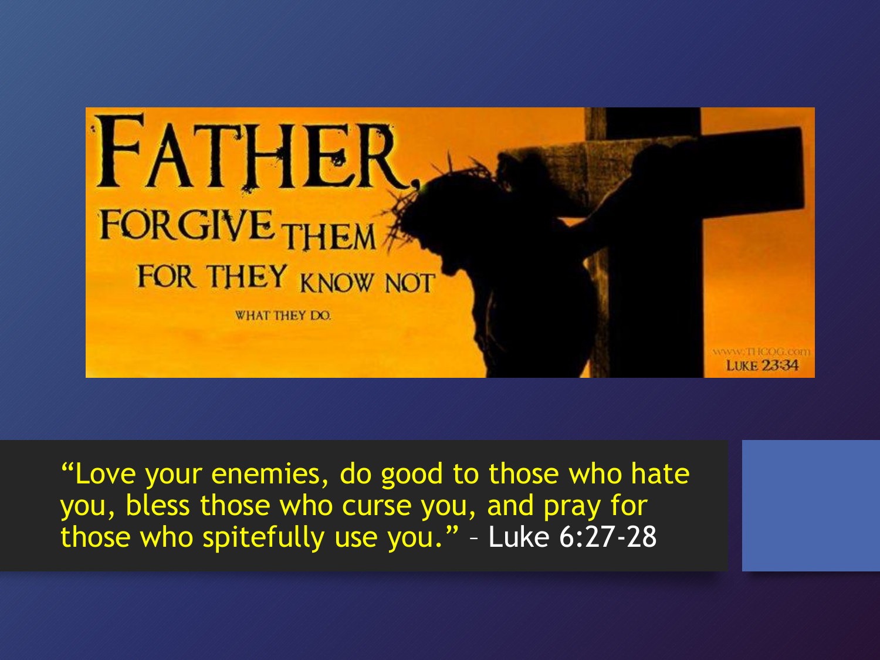FATHER, FORGIVE THEM FOR THEY KNOW NOT WHAT THEY DO.

www.THCOG.com

LUKE 23:34

"Love your enemies, do good to those who hate you, bless those who curse you, and pray for those who spitefully use you." – Luke 6:27-28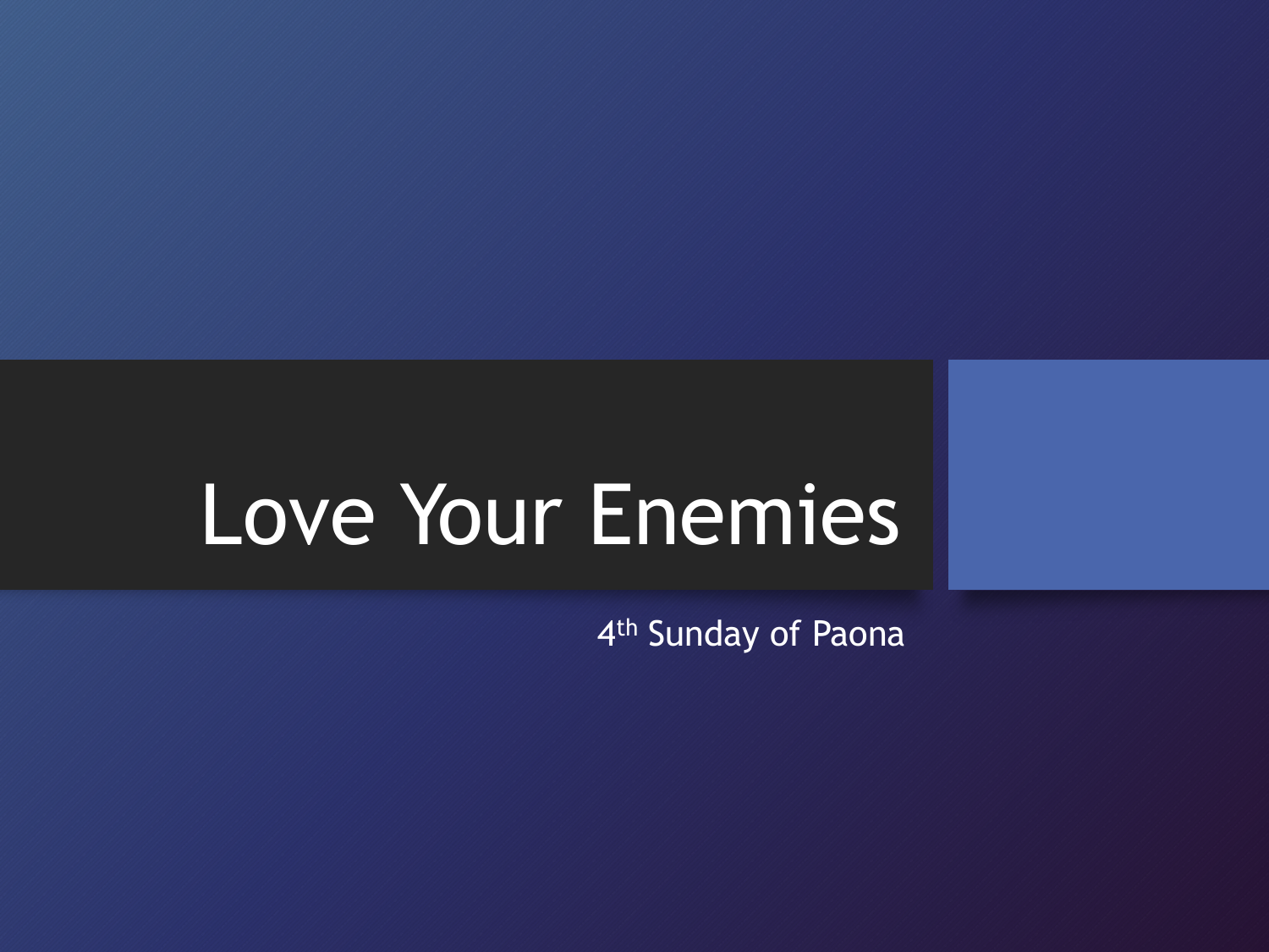# Love Your Enemies

4th Sunday of Paona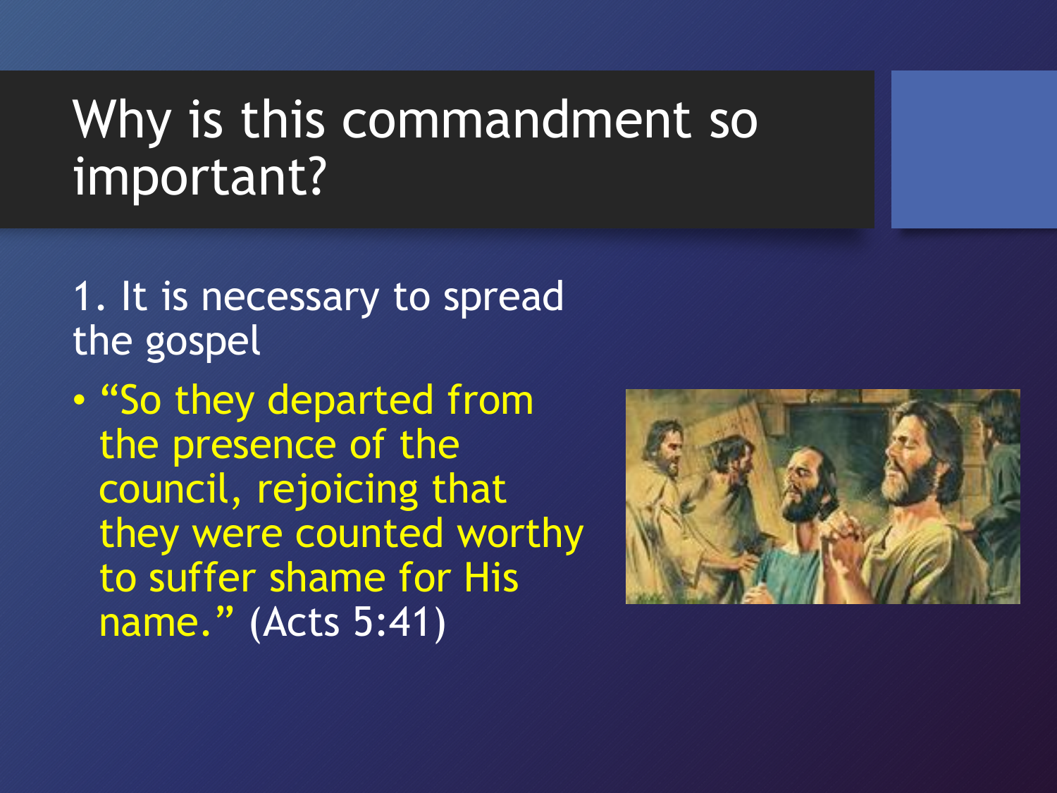# Why is this commandment so important?

1. It is necessary to spread the gospel

- "So they departed from the presence of the council, rejoicing that they were counted worthy to suffer shame for His name." (Acts 5:41)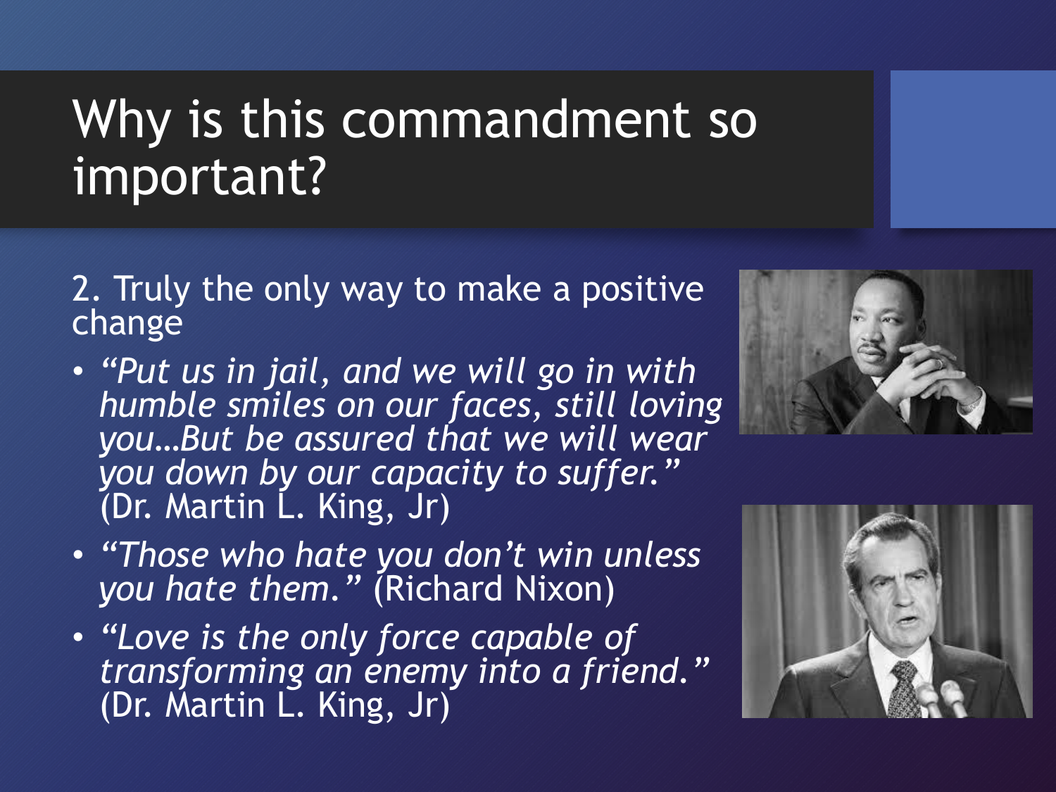# Why is this commandment so important?

2. Truly the only way to make a positive change

- *"Put us in jail, and we will go in with humble smiles on our faces, still loving you…But be assured that we will wear you down by our capacity to suffer."* (Dr. Martin L. King, Jr)
- *"Those who hate you don't win unless you hate them."* (Richard Nixon)
- *"Love is the only force capable of transforming an enemy into a friend."* (Dr. Martin L. King, Jr)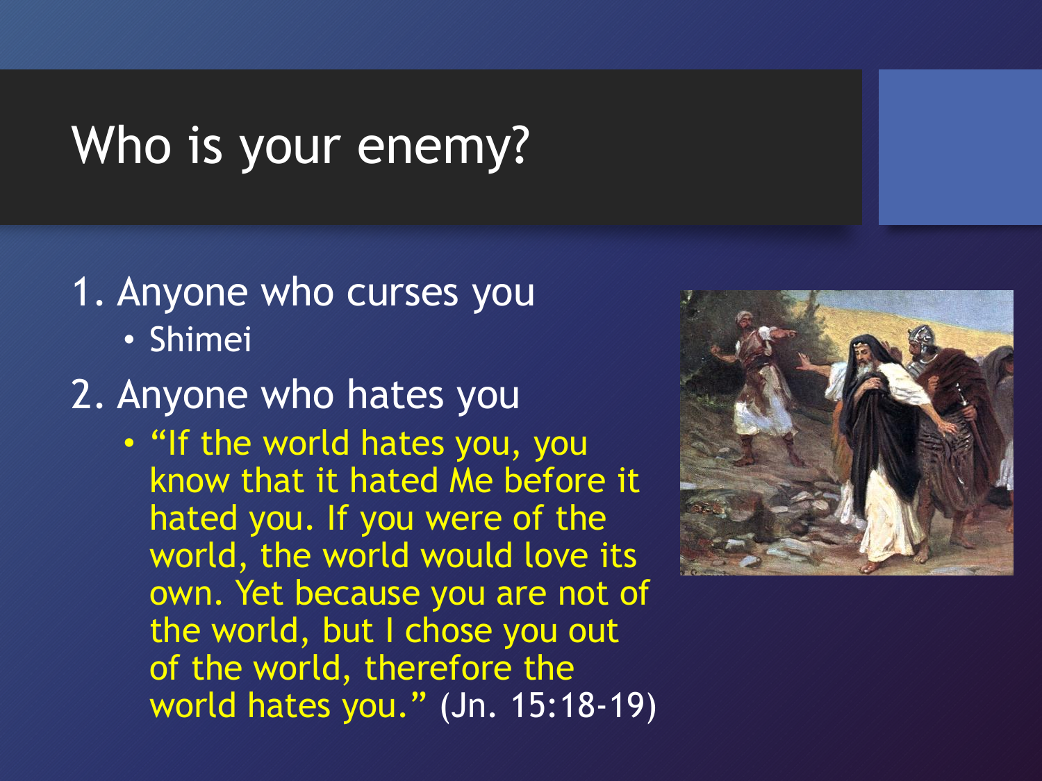# Who is your enemy?

1. Anyone who curses you
   - Shimei
2. Anyone who hates you
   - "If the world hates you, you know that it hated Me before it hated you. If you were of the world, the world would love its own. Yet because you are not of the world, but I chose you out of the world, therefore the world hates you." (Jn. 15:18-19)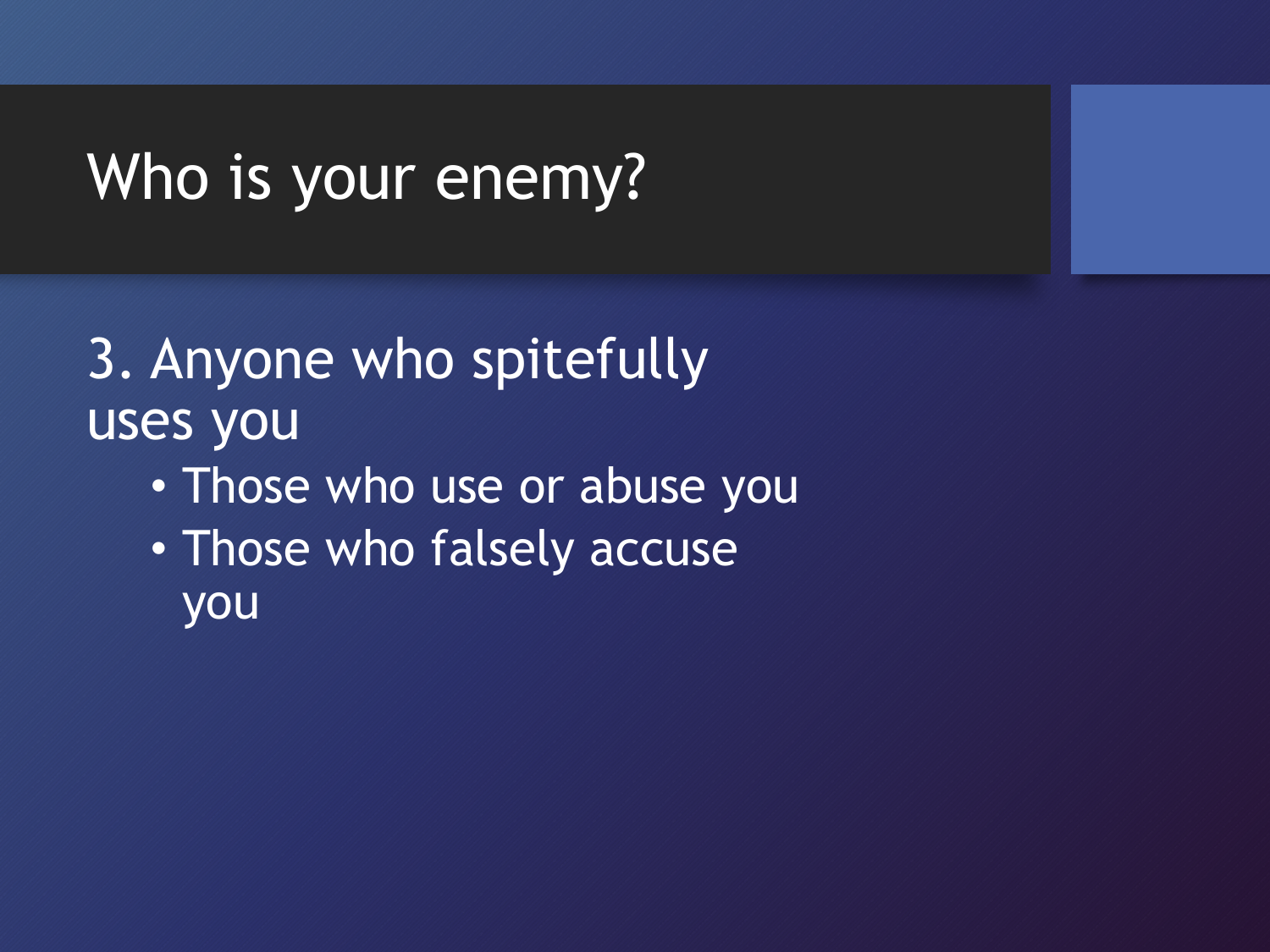# Who is your enemy?

3. Anyone who spitefully uses you

- Those who use or abuse you
- Those who falsely accuse you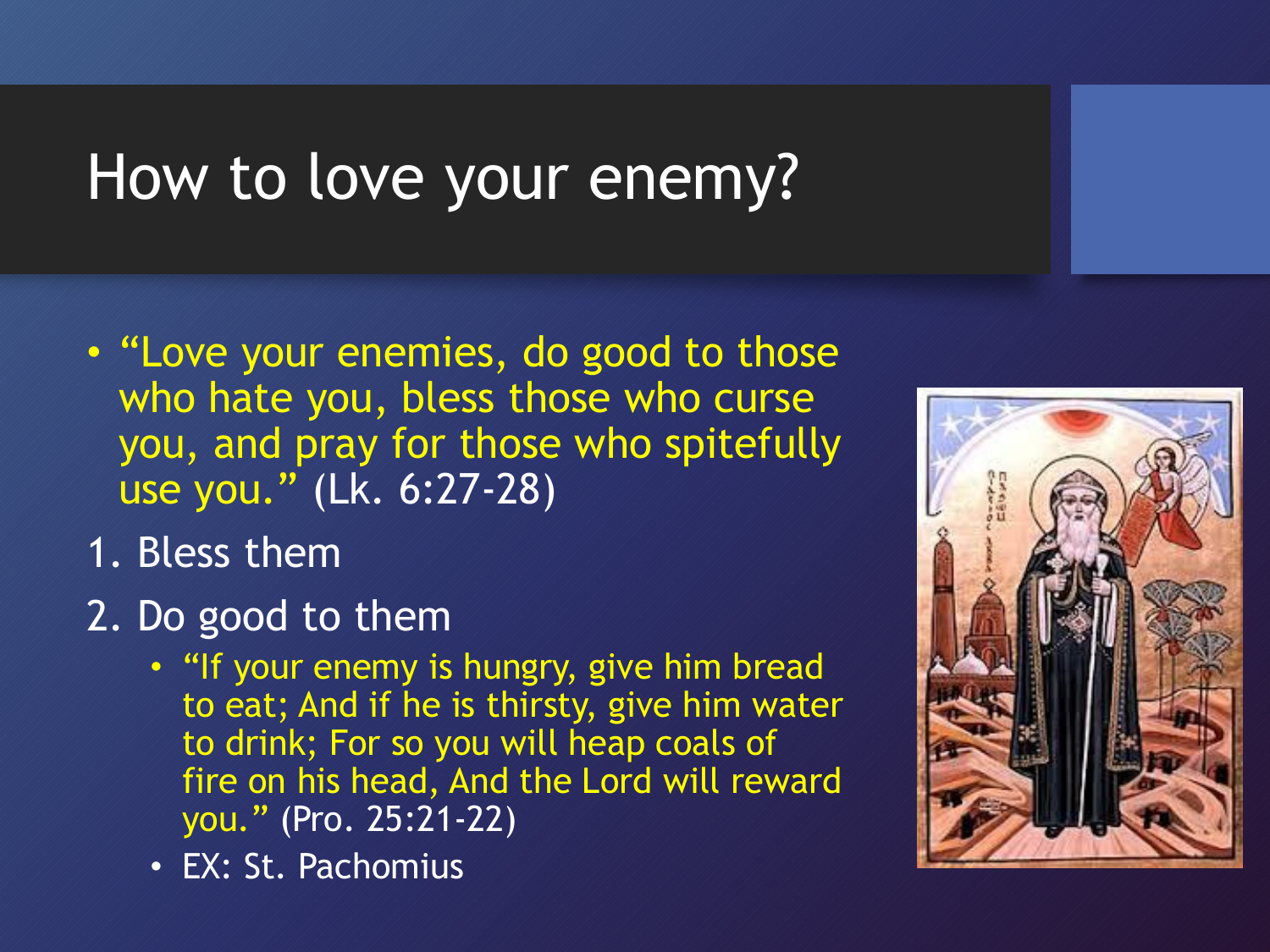# How to love your enemy?

- "Love your enemies, do good to those who hate you, bless those who curse you, and pray for those who spitefully use you." (Lk. 6:27-28)

1. Bless them
2. Do good to them
   - "If your enemy is hungry, give him bread to eat; And if he is thirsty, give him water to drink; For so you will heap coals of fire on his head, And the Lord will reward you." (Pro. 25:21-22)
   - EX: St. Pachomius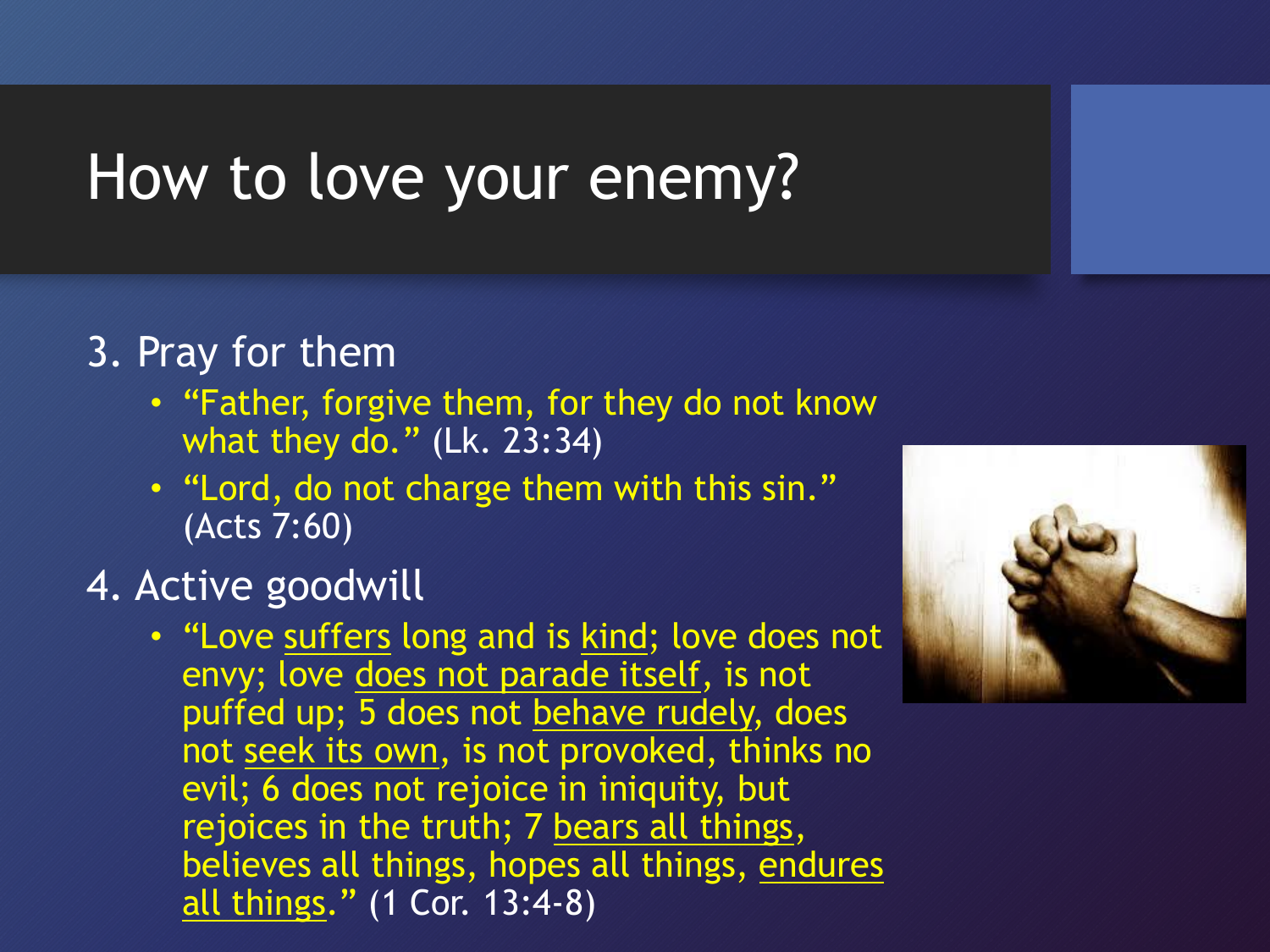# How to love your enemy?

3. Pray for them
   - "Father, forgive them, for they do not know what they do." (Lk. 23:34)
   - "Lord, do not charge them with this sin." (Acts 7:60)
4. Active goodwill
   - "Love <u>suffers</u> long and is <u>kind</u>; love does not envy; love <u>does not parade itself</u>, is not puffed up; 5 does not <u>behave rudely</u>, does not <u>seek its own</u>, is not provoked, thinks no evil; 6 does not rejoice in iniquity, but rejoices in the truth; 7 <u>bears all things</u>, believes all things, hopes all things, <u>endures all things</u>." (1 Cor. 13:4-8)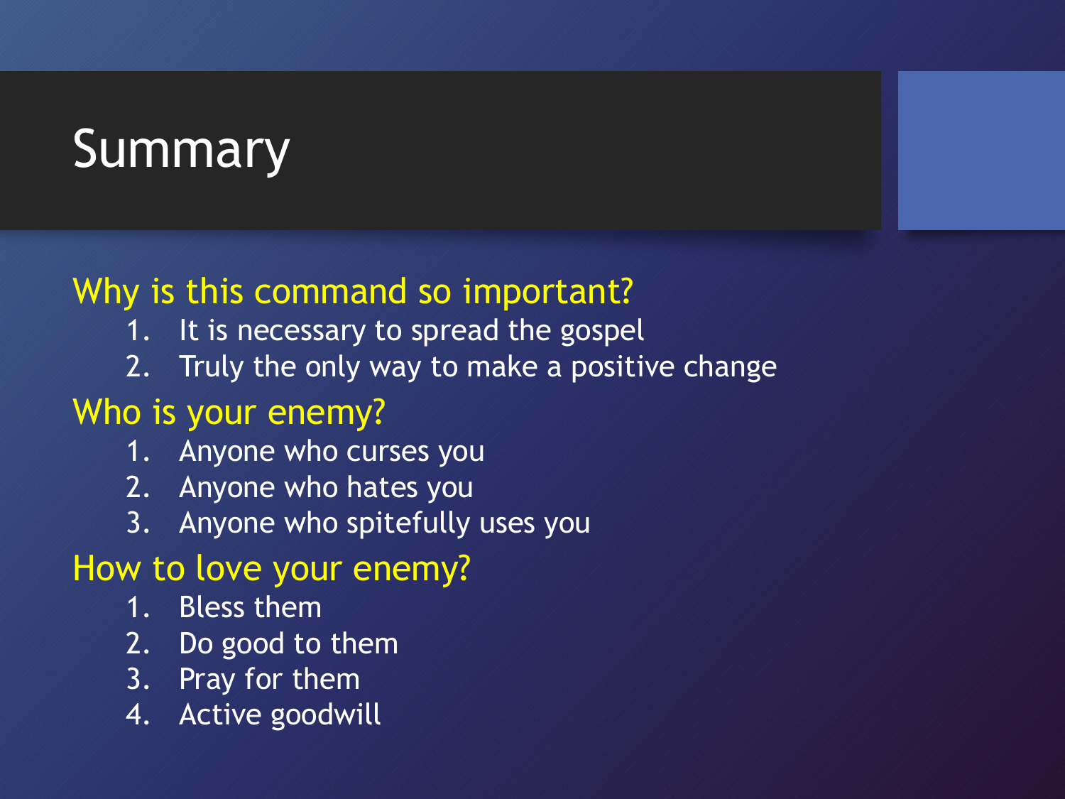# Summary

### Why is this command so important?

1. It is necessary to spread the gospel
2. Truly the only way to make a positive change

### Who is your enemy?

1. Anyone who curses you
2. Anyone who hates you
3. Anyone who spitefully uses you

### How to love your enemy?

1. Bless them
2. Do good to them
3. Pray for them
4. Active goodwill